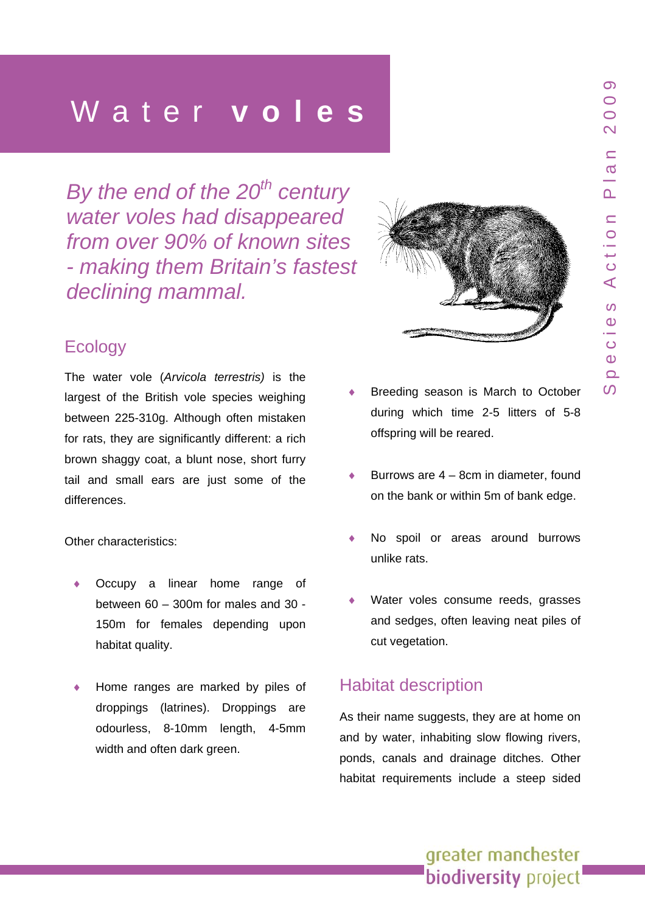# Water **voles**

*By the end of the 20th century water voles had disappeared from over 90% of known sites - making them Britain's fastest declining mammal.*

## Ecology

The water vole (*Arvicola terrestris)* is the largest of the British vole species weighing between 225-310g. Although often mistaken for rats, they are significantly different: a rich brown shaggy coat, a blunt nose, short furry tail and small ears are just some of the differences.

Other characteristics:

- Occupy a linear home range of between 60 – 300m for males and 30 - 150m for females depending upon habitat quality.
- Home ranges are marked by piles of droppings (latrines). Droppings are odourless, 8-10mm length, 4-5mm width and often dark green.
- Breeding season is March to October during which time 2-5 litters of 5-8 offspring will be reared.
- Burrows are 4 – 8cm in diameter, found on the bank or within 5m of bank edge.
- No spoil or areas around burrows unlike rats.
- Water voles consume reeds, grasses and sedges, often leaving neat piles of cut vegetation.

## Habitat description

As their name suggests, they are at home on and by water, inhabiting slow flowing rivers, ponds, canals and drainage ditches. Other habitat requirements include a steep sided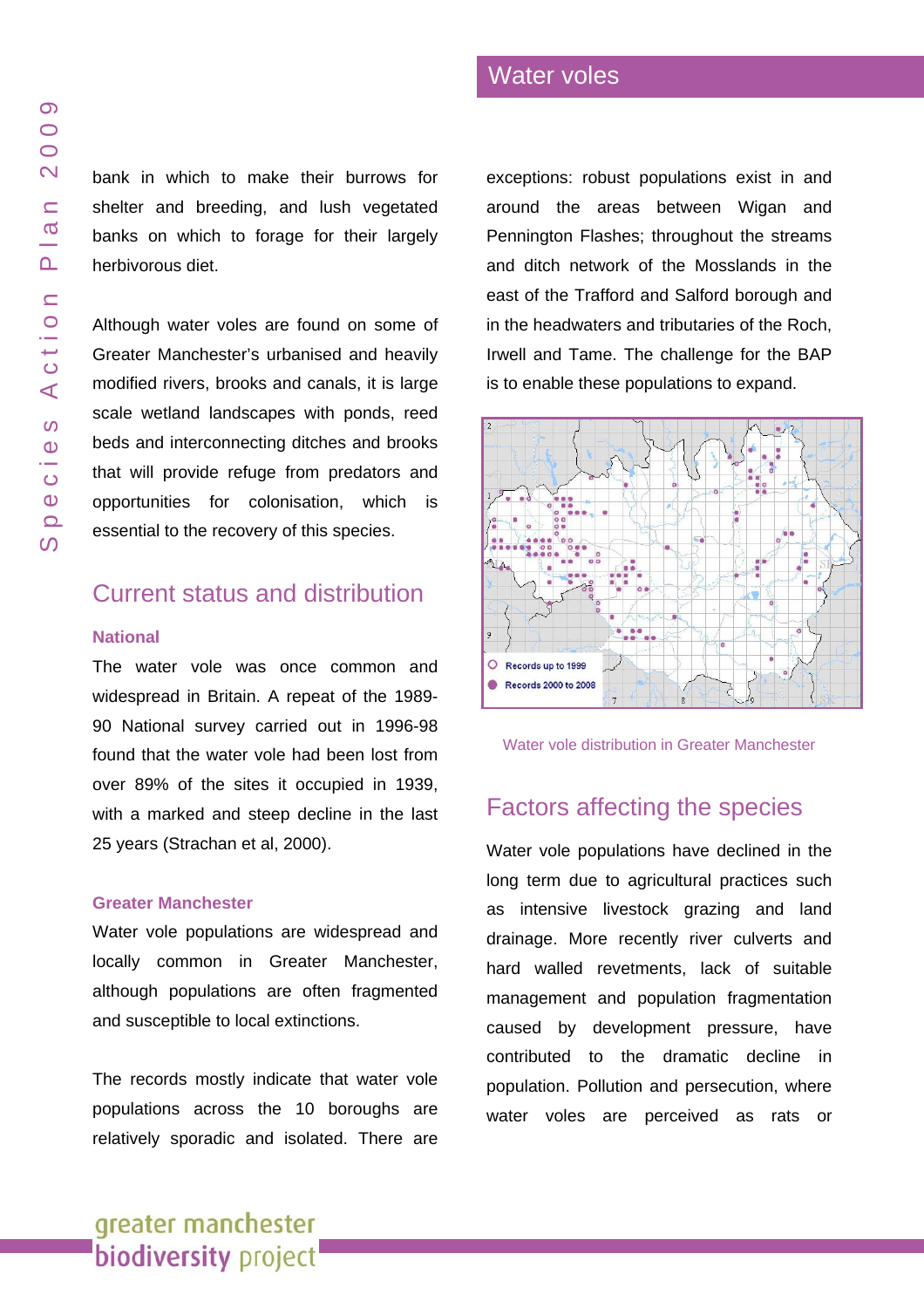bank in which to make their burrows for shelter and breeding, and lush vegetated banks on which to forage for their largely herbivorous diet.

Although water voles are found on some of Greater Manchester's urbanised and heavily modified rivers, brooks and canals, it is large scale wetland landscapes with ponds, reed beds and interconnecting ditches and brooks that will provide refuge from predators and opportunities for colonisation, which is essential to the recovery of this species.

## Current status and distribution

### National

The water vole was once common and widespread in Britain. A repeat of the 1989-90 National survey carried out in 1996-98 found that the water vole had been lost from over 89% of the sites it occupied in 1939, with a marked and steep decline in the last 25 years (Strachan et al, 2000).

### Greater Manchester

Water vole populations are widespread and locally common in Greater Manchester, although populations are often fragmented and susceptible to local extinctions.

The records mostly indicate that water vole populations across the 10 boroughs are relatively sporadic and isolated. There are exceptions: robust populations exist in and around the areas between Wigan and Pennington Flashes; throughout the streams and ditch network of the Mosslands in the east of the Trafford and Salford borough and in the headwaters and tributaries of the Roch, Irwell and Tame. The challenge for the BAP is to enable these populations to expand.

Records up to 1999

Records 2000 to 2008

Water vole distribution in Greater Manchester

## Factors affecting the species

Water vole populations have declined in the long term due to agricultural practices such as intensive livestock grazing and land drainage. More recently river culverts and hard walled revetments, lack of suitable management and population fragmentation caused by development pressure, have contributed to the dramatic decline in population. Pollution and persecution, where water voles are perceived as rats or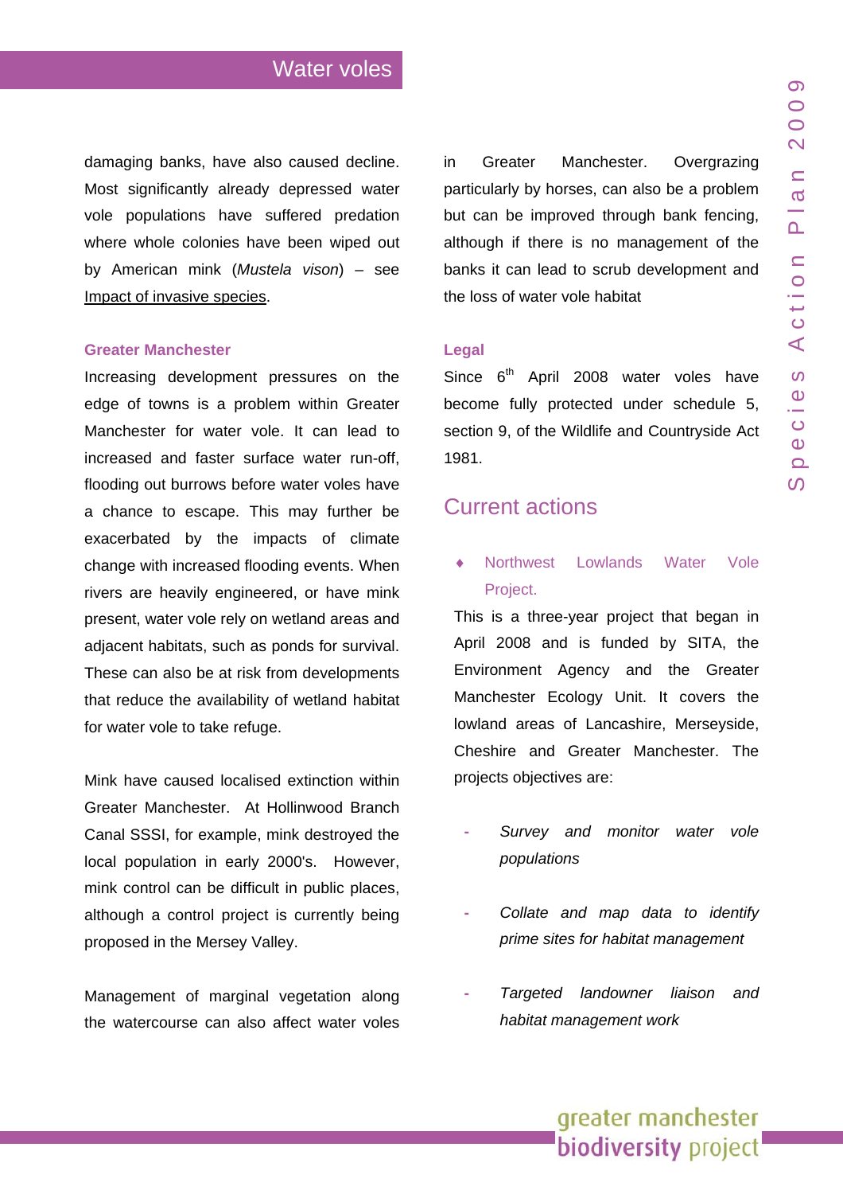damaging banks, have also caused decline. Most significantly already depressed water vole populations have suffered predation where whole colonies have been wiped out by American mink (*Mustela vison*) – see Impact of invasive species.

### Greater Manchester

Increasing development pressures on the edge of towns is a problem within Greater Manchester for water vole. It can lead to increased and faster surface water run-off, flooding out burrows before water voles have a chance to escape. This may further be exacerbated by the impacts of climate change with increased flooding events. When rivers are heavily engineered, or have mink present, water vole rely on wetland areas and adjacent habitats, such as ponds for survival. These can also be at risk from developments that reduce the availability of wetland habitat for water vole to take refuge.

Mink have caused localised extinction within Greater Manchester. At Hollinwood Branch Canal SSSI, for example, mink destroyed the local population in early 2000's. However, mink control can be difficult in public places, although a control project is currently being proposed in the Mersey Valley.

Management of marginal vegetation along the watercourse can also affect water voles in Greater Manchester. Overgrazing particularly by horses, can also be a problem but can be improved through bank fencing, although if there is no management of the banks it can lead to scrub development and the loss of water vole habitat

### Legal

Since 6th April 2008 water voles have become fully protected under schedule 5, section 9, of the Wildlife and Countryside Act 1981.

## Current actions

- Northwest Lowlands Water Vole Project.

This is a three-year project that began in April 2008 and is funded by SITA, the Environment Agency and the Greater Manchester Ecology Unit. It covers the lowland areas of Lancashire, Merseyside, Cheshire and Greater Manchester. The projects objectives are:

- *Survey and monitor water vole populations*
- *Collate and map data to identify prime sites for habitat management*
- *Targeted landowner liaison and habitat management work*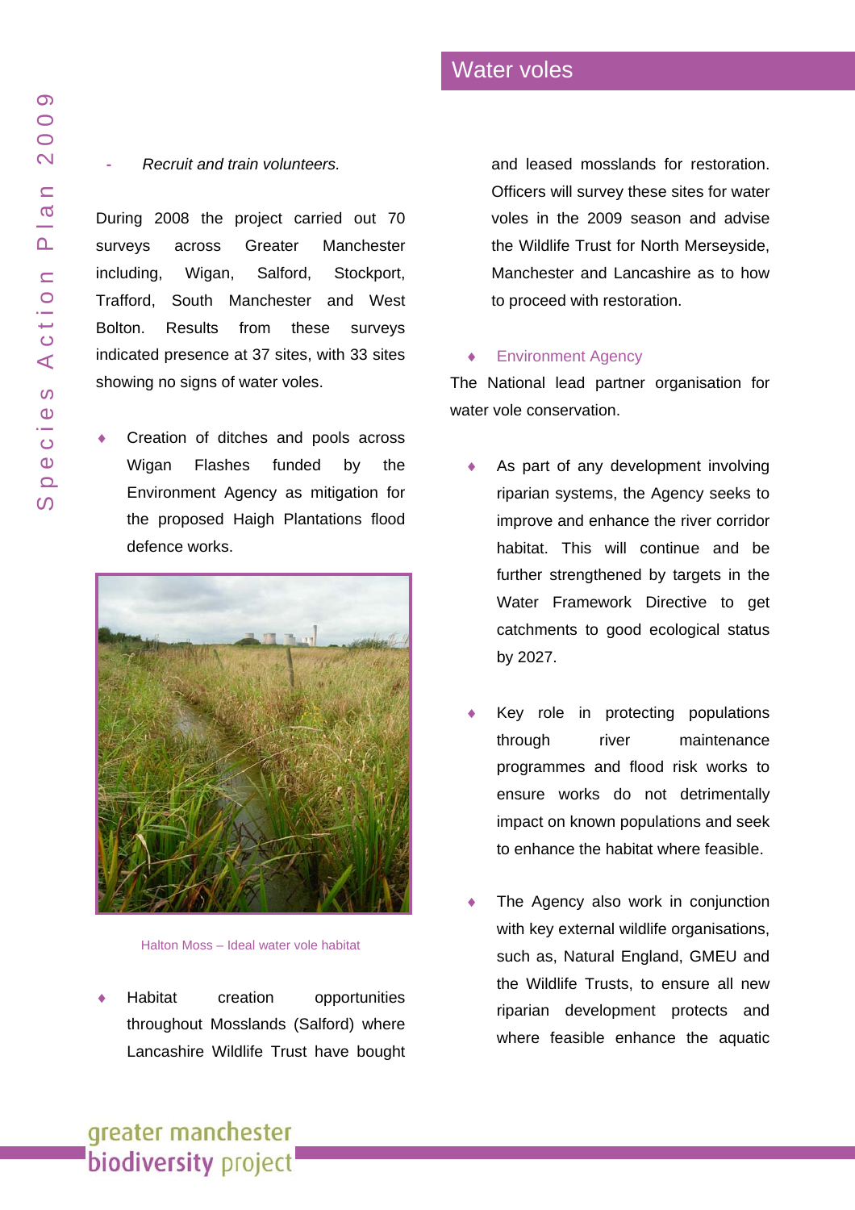## Water voles

- *Recruit and train volunteers.*

During 2008 the project carried out 70 surveys across Greater Manchester including, Wigan, Salford, Stockport, Trafford, South Manchester and West Bolton. Results from these surveys indicated presence at 37 sites, with 33 sites showing no signs of water voles.

- Creation of ditches and pools across Wigan Flashes funded by the Environment Agency as mitigation for the proposed Haigh Plantations flood defence works.

Halton Moss – Ideal water vole habitat

- Habitat creation opportunities throughout Mosslands (Salford) where Lancashire Wildlife Trust have bought and leased mosslands for restoration. Officers will survey these sites for water voles in the 2009 season and advise the Wildlife Trust for North Merseyside, Manchester and Lancashire as to how to proceed with restoration.

### Environment Agency

The National lead partner organisation for water vole conservation.

- As part of any development involving riparian systems, the Agency seeks to improve and enhance the river corridor habitat. This will continue and be further strengthened by targets in the Water Framework Directive to get catchments to good ecological status by 2027.
- Key role in protecting populations through river maintenance programmes and flood risk works to ensure works do not detrimentally impact on known populations and seek to enhance the habitat where feasible.
- The Agency also work in conjunction with key external wildlife organisations, such as, Natural England, GMEU and the Wildlife Trusts, to ensure all new riparian development protects and where feasible enhance the aquatic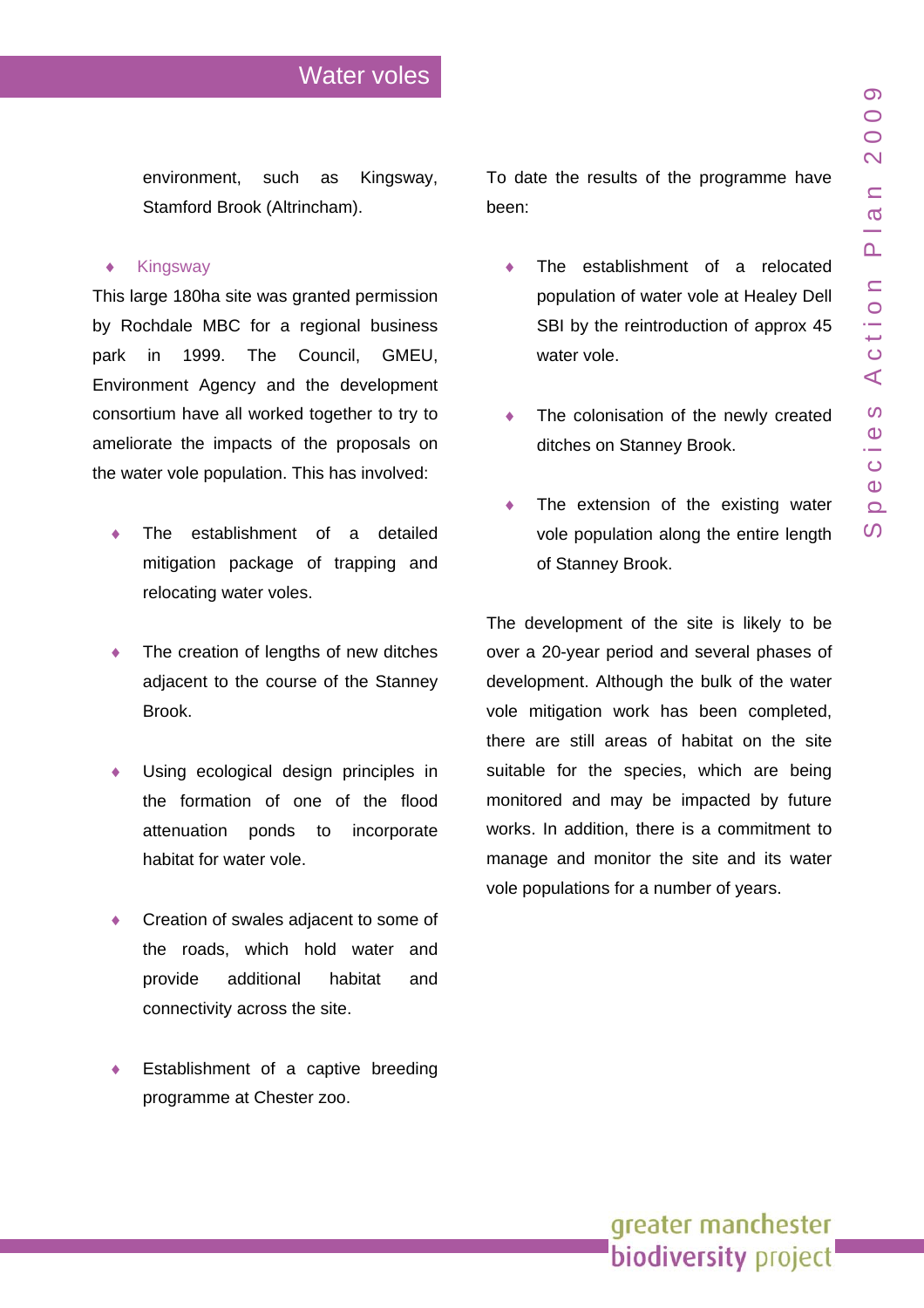environment, such as Kingsway, Stamford Brook (Altrincham).

### Kingsway

This large 180ha site was granted permission by Rochdale MBC for a regional business park in 1999. The Council, GMEU, Environment Agency and the development consortium have all worked together to try to ameliorate the impacts of the proposals on the water vole population. This has involved:

- The establishment of a detailed mitigation package of trapping and relocating water voles.
- The creation of lengths of new ditches adjacent to the course of the Stanney Brook.
- Using ecological design principles in the formation of one of the flood attenuation ponds to incorporate habitat for water vole.
- Creation of swales adjacent to some of the roads, which hold water and provide additional habitat and connectivity across the site.
- Establishment of a captive breeding programme at Chester zoo.

To date the results of the programme have been:

- The establishment of a relocated population of water vole at Healey Dell SBI by the reintroduction of approx 45 water vole.
- The colonisation of the newly created ditches on Stanney Brook.
- The extension of the existing water vole population along the entire length of Stanney Brook.

The development of the site is likely to be over a 20-year period and several phases of development. Although the bulk of the water vole mitigation work has been completed, there are still areas of habitat on the site suitable for the species, which are being monitored and may be impacted by future works. In addition, there is a commitment to manage and monitor the site and its water vole populations for a number of years.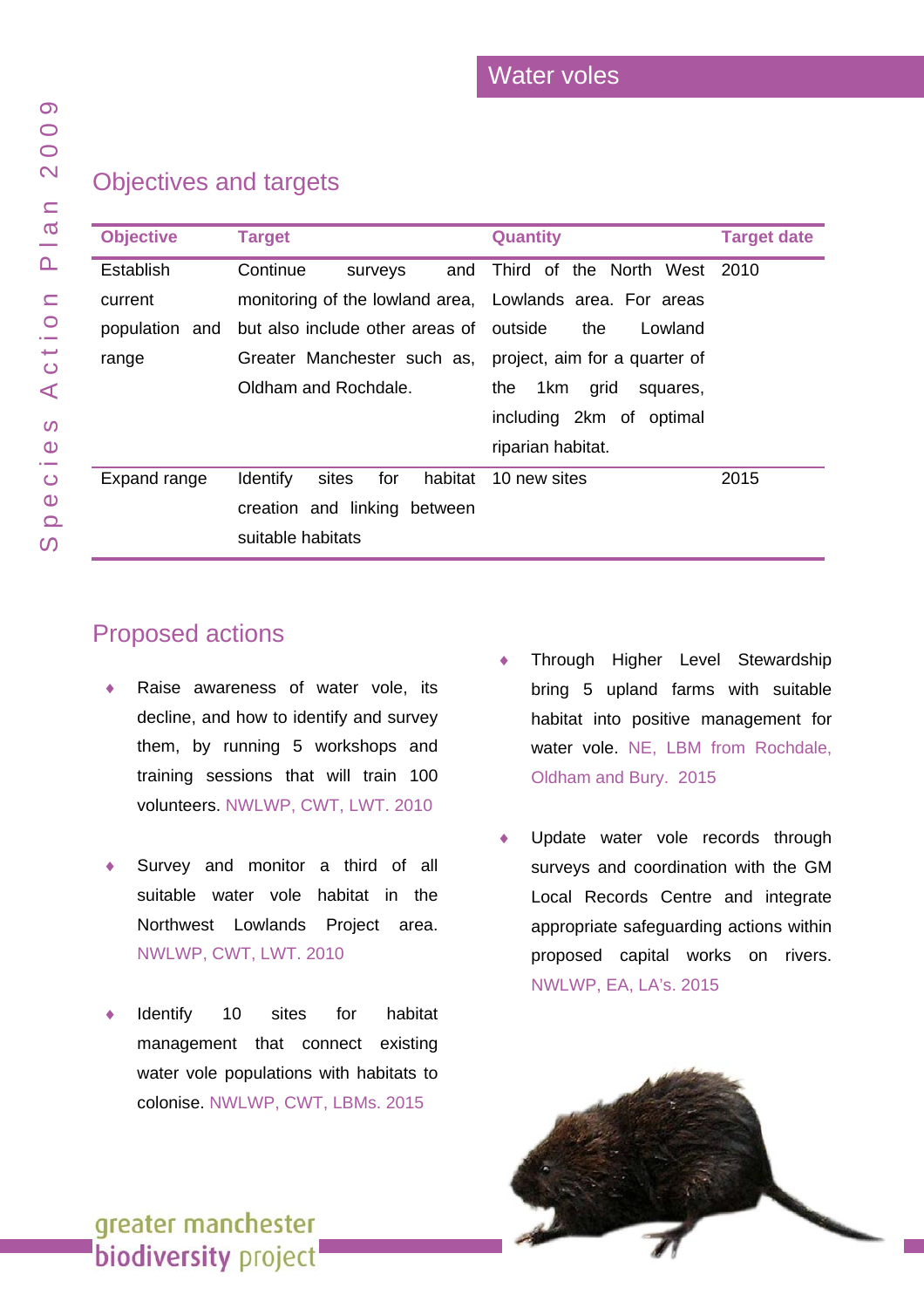## Water voles

## Objectives and targets

| Objective | Target | Quantity | Target date |
|---|---|---|---|
| Establish current population and range | Continue surveys and monitoring of the lowland area, but also include other areas of Greater Manchester such as, Oldham and Rochdale. | Third of the North West Lowlands area. For areas outside the Lowland project, aim for a quarter of the 1km grid squares, including 2km of optimal riparian habitat. | 2010 |
| Expand range | Identify sites for habitat creation and linking between suitable habitats | 10 new sites | 2015 |

## Proposed actions

- Raise awareness of water vole, its decline, and how to identify and survey them, by running 5 workshops and training sessions that will train 100 volunteers. NWLWP, CWT, LWT. 2010
- Survey and monitor a third of all suitable water vole habitat in the Northwest Lowlands Project area. NWLWP, CWT, LWT. 2010
- Identify 10 sites for habitat management that connect existing water vole populations with habitats to colonise. NWLWP, CWT, LBMs. 2015
- Through Higher Level Stewardship bring 5 upland farms with suitable habitat into positive management for water vole. NE, LBM from Rochdale, Oldham and Bury. 2015
- Update water vole records through surveys and coordination with the GM Local Records Centre and integrate appropriate safeguarding actions within proposed capital works on rivers. NWLWP, EA, LA's. 2015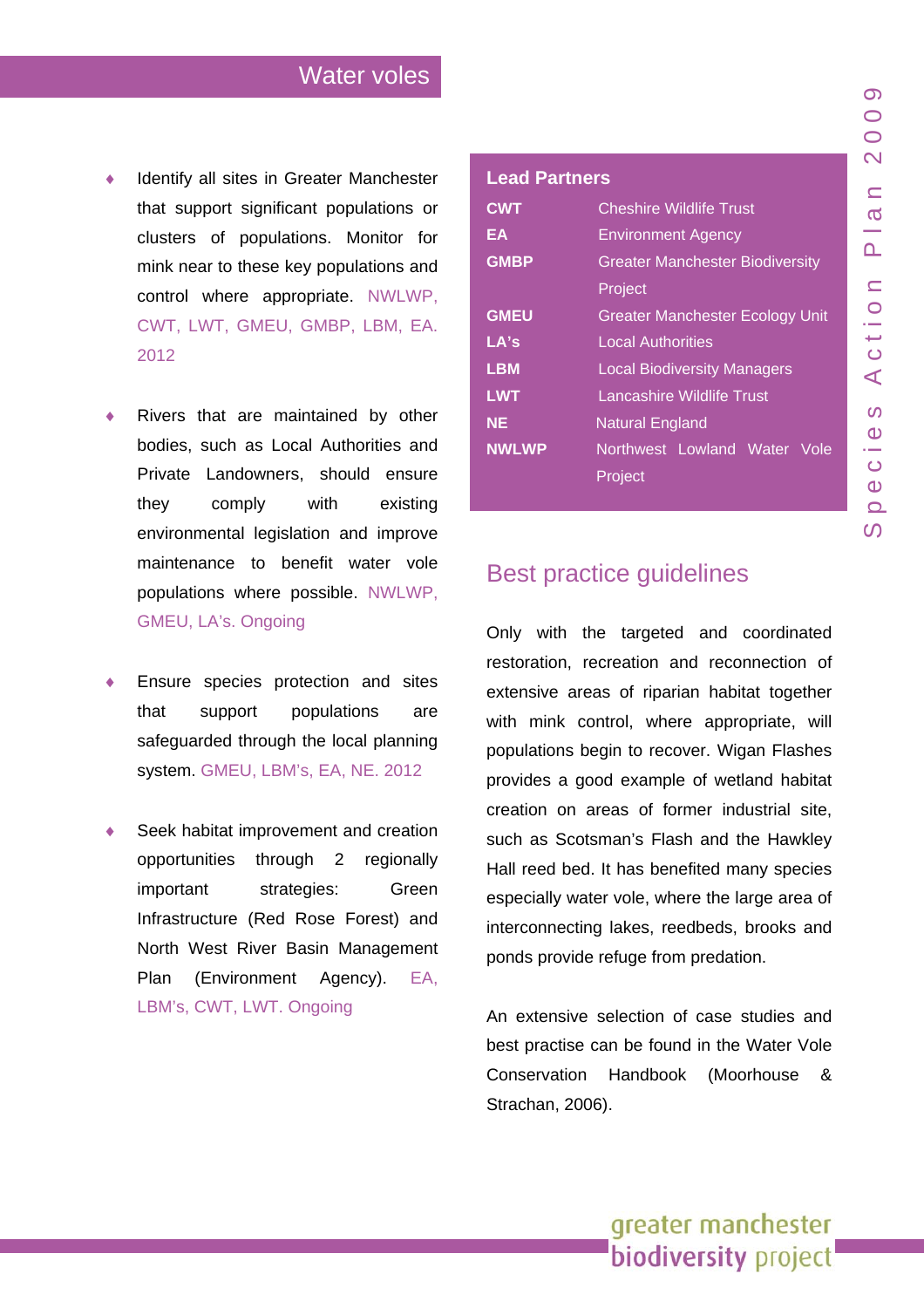# Water voles

- Identify all sites in Greater Manchester that support significant populations or clusters of populations. Monitor for mink near to these key populations and control where appropriate. NWLWP, CWT, LWT, GMEU, GMBP, LBM, EA. 2012

- Rivers that are maintained by other bodies, such as Local Authorities and Private Landowners, should ensure they comply with existing environmental legislation and improve maintenance to benefit water vole populations where possible. NWLWP, GMEU, LA's. Ongoing

- Ensure species protection and sites that support populations are safeguarded through the local planning system. GMEU, LBM's, EA, NE. 2012

- Seek habitat improvement and creation opportunities through 2 regionally important strategies: Green Infrastructure (Red Rose Forest) and North West River Basin Management Plan (Environment Agency). EA, LBM's, CWT, LWT. Ongoing

## Lead Partners

| | |
|---|---|
| **CWT** | Cheshire Wildlife Trust |
| **EA** | Environment Agency |
| **GMBP** | Greater Manchester Biodiversity Project |
| **GMEU** | Greater Manchester Ecology Unit |
| **LA's** | Local Authorities |
| **LBM** | Local Biodiversity Managers |
| **LWT** | Lancashire Wildlife Trust |
| **NE** | Natural England |
| **NWLWP** | Northwest Lowland Water Vole Project |

## Best practice guidelines

Only with the targeted and coordinated restoration, recreation and reconnection of extensive areas of riparian habitat together with mink control, where appropriate, will populations begin to recover. Wigan Flashes provides a good example of wetland habitat creation on areas of former industrial site, such as Scotsman's Flash and the Hawkley Hall reed bed. It has benefited many species especially water vole, where the large area of interconnecting lakes, reedbeds, brooks and ponds provide refuge from predation.

An extensive selection of case studies and best practise can be found in the Water Vole Conservation Handbook (Moorhouse & Strachan, 2006).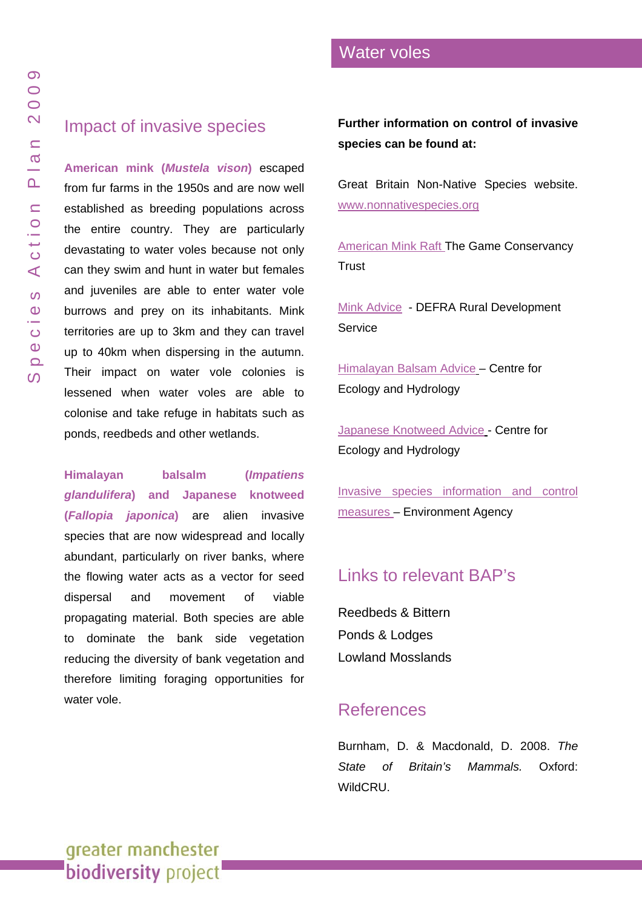## Impact of invasive species

**American mink (*Mustela vison*)** escaped from fur farms in the 1950s and are now well established as breeding populations across the entire country. They are particularly devastating to water voles because not only can they swim and hunt in water but females and juveniles are able to enter water vole burrows and prey on its inhabitants. Mink territories are up to 3km and they can travel up to 40km when dispersing in the autumn. Their impact on water vole colonies is lessened when water voles are able to colonise and take refuge in habitats such as ponds, reedbeds and other wetlands.

**Himalayan balsalm (*Impatiens glandulifera*) and Japanese knotweed (*Fallopia japonica*)** are alien invasive species that are now widespread and locally abundant, particularly on river banks, where the flowing water acts as a vector for seed dispersal and movement of viable propagating material. Both species are able to dominate the bank side vegetation reducing the diversity of bank vegetation and therefore limiting foraging opportunities for water vole.

**Further information on control of invasive species can be found at:**

Great Britain Non-Native Species website. www.nonnativespecies.org

American Mink Raft The Game Conservancy Trust

Mink Advice - DEFRA Rural Development Service

Himalayan Balsam Advice – Centre for Ecology and Hydrology

Japanese Knotweed Advice - Centre for Ecology and Hydrology

Invasive species information and control measures – Environment Agency

## Links to relevant BAP's

Reedbeds & Bittern
Ponds & Lodges
Lowland Mosslands

## References

Burnham, D. & Macdonald, D. 2008. *The State of Britain's Mammals.* Oxford: WildCRU.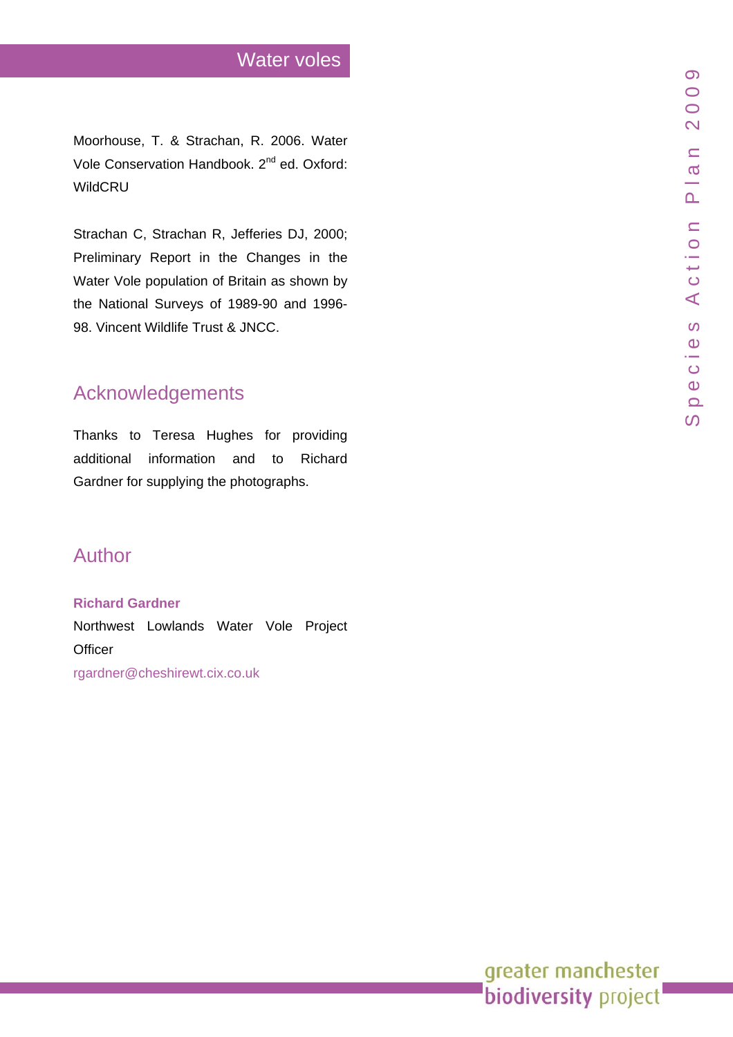Moorhouse, T. & Strachan, R. 2006. Water Vole Conservation Handbook. 2nd ed. Oxford: WildCRU

Strachan C, Strachan R, Jefferies DJ, 2000; Preliminary Report in the Changes in the Water Vole population of Britain as shown by the National Surveys of 1989-90 and 1996-98. Vincent Wildlife Trust & JNCC.

## Acknowledgements

Thanks to Teresa Hughes for providing additional information and to Richard Gardner for supplying the photographs.

## Author

**Richard Gardner**
Northwest Lowlands Water Vole Project Officer
rgardner@cheshirewt.cix.co.uk